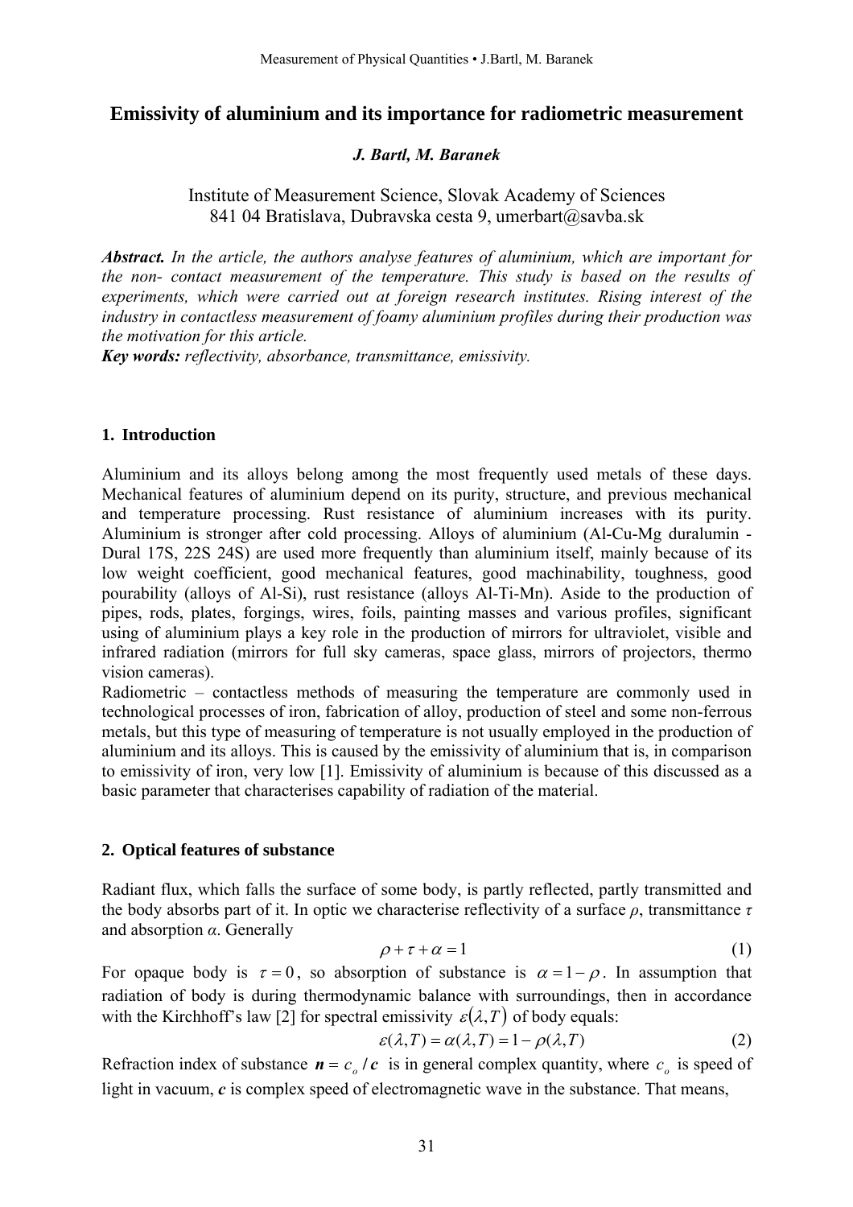# Emissivity of aluminium and its importance for radiometric measurement

***J. Bartl, M. Baranek***

Institute of Measurement Science, Slovak Academy of Sciences
841 04 Bratislava, Dubravska cesta 9, umerbart@savba.sk

***Abstract.*** *In the article, the authors analyse features of aluminium, which are important for the non- contact measurement of the temperature. This study is based on the results of experiments, which were carried out at foreign research institutes. Rising interest of the industry in contactless measurement of foamy aluminium profiles during their production was the motivation for this article.*
***Key words:*** *reflectivity, absorbance, transmittance, emissivity.*

## 1. Introduction

Aluminium and its alloys belong among the most frequently used metals of these days. Mechanical features of aluminium depend on its purity, structure, and previous mechanical and temperature processing. Rust resistance of aluminium increases with its purity. Aluminium is stronger after cold processing. Alloys of aluminium (Al-Cu-Mg duralumin - Dural 17S, 22S 24S) are used more frequently than aluminium itself, mainly because of its low weight coefficient, good mechanical features, good machinability, toughness, good pourability (alloys of Al-Si), rust resistance (alloys Al-Ti-Mn). Aside to the production of pipes, rods, plates, forgings, wires, foils, painting masses and various profiles, significant using of aluminium plays a key role in the production of mirrors for ultraviolet, visible and infrared radiation (mirrors for full sky cameras, space glass, mirrors of projectors, thermo vision cameras).
Radiometric – contactless methods of measuring the temperature are commonly used in technological processes of iron, fabrication of alloy, production of steel and some non-ferrous metals, but this type of measuring of temperature is not usually employed in the production of aluminium and its alloys. This is caused by the emissivity of aluminium that is, in comparison to emissivity of iron, very low [1]. Emissivity of aluminium is because of this discussed as a basic parameter that characterises capability of radiation of the material.

## 2. Optical features of substance

Radiant flux, which falls the surface of some body, is partly reflected, partly transmitted and the body absorbs part of it. In optic we characterise reflectivity of a surface $\rho$, transmittance $\tau$ and absorption $\alpha$. Generally

$$\rho + \tau + \alpha = 1 \tag{1}$$

For opaque body is $\tau = 0$, so absorption of substance is $\alpha = 1 - \rho$. In assumption that radiation of body is during thermodynamic balance with surroundings, then in accordance with the Kirchhoff's law [2] for spectral emissivity $\varepsilon(\lambda, T)$ of body equals:

$$\varepsilon(\lambda, T) = \alpha(\lambda, T) = 1 - \rho(\lambda, T) \tag{2}$$

Refraction index of substance $\boldsymbol{n} = c_o / \boldsymbol{c}$ is in general complex quantity, where $c_o$ is speed of light in vacuum, $\boldsymbol{c}$ is complex speed of electromagnetic wave in the substance. That means,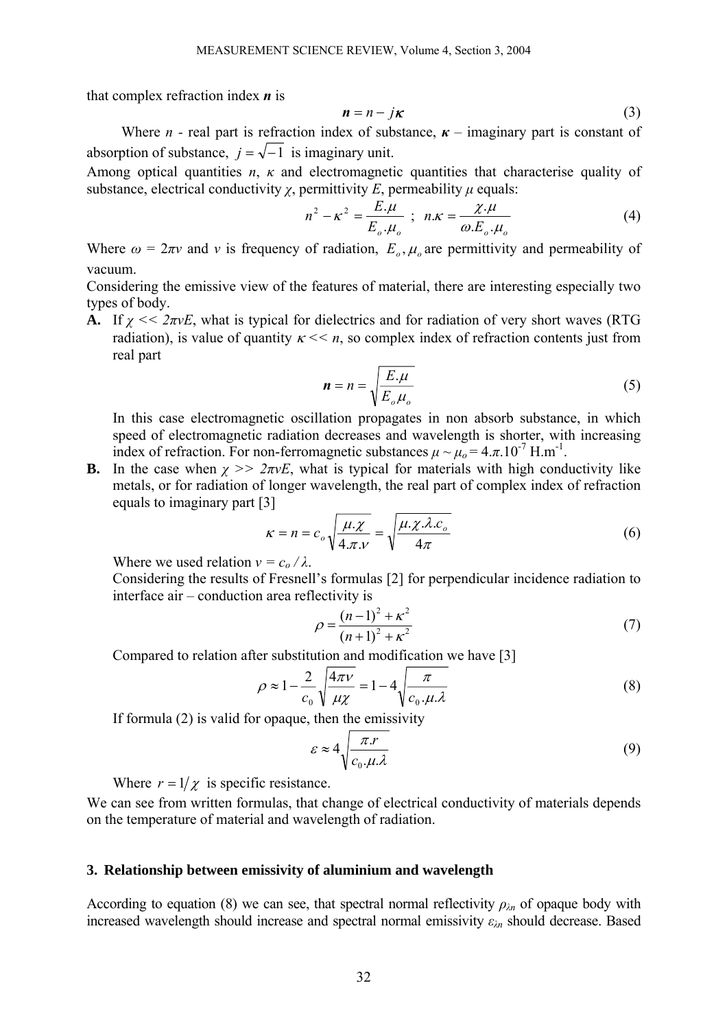that complex refraction index $\boldsymbol{n}$ is

$$\boldsymbol{n} = n - j\boldsymbol{\kappa} \tag{3}$$

Where $n$ - real part is refraction index of substance, $\boldsymbol{\kappa}$ – imaginary part is constant of absorption of substance, $j = \sqrt{-1}$ is imaginary unit.

Among optical quantities $n$, $\kappa$ and electromagnetic quantities that characterise quality of substance, electrical conductivity $\chi$, permittivity $E$, permeability $\mu$ equals:

$$n^2 - \kappa^2 = \frac{E.\mu}{E_o.\mu_o} \;\; ; \;\; n.\kappa = \frac{\chi.\mu}{\omega.E_o.\mu_o} \tag{4}$$

Where $\omega = 2\pi v$ and $v$ is frequency of radiation, $E_o, \mu_o$ are permittivity and permeability of vacuum.

Considering the emissive view of the features of material, there are interesting especially two types of body.

**A.** If $\chi << 2\pi vE$, what is typical for dielectrics and for radiation of very short waves (RTG radiation), is value of quantity $\kappa << n$, so complex index of refraction contents just from real part

$$\boldsymbol{n} = n = \sqrt{\frac{E.\mu}{E_o \mu_o}} \tag{5}$$

In this case electromagnetic oscillation propagates in non absorb substance, in which speed of electromagnetic radiation decreases and wavelength is shorter, with increasing index of refraction. For non-ferromagnetic substances $\mu \sim \mu_o = 4.\pi.10^{-7}$ H.m$^{-1}$.

**B.** In the case when $\chi >> 2\pi vE$, what is typical for materials with high conductivity like metals, or for radiation of longer wavelength, the real part of complex index of refraction equals to imaginary part [3]

$$\kappa = n = c_o\sqrt{\frac{\mu.\chi}{4.\pi.v}} = \sqrt{\frac{\mu.\chi.\lambda.c_o}{4\pi}} \tag{6}$$

Where we used relation $v = c_o / \lambda$.

Considering the results of Fresnell's formulas [2] for perpendicular incidence radiation to interface air – conduction area reflectivity is

$$\rho = \frac{(n-1)^2 + \kappa^2}{(n+1)^2 + \kappa^2} \tag{7}$$

Compared to relation after substitution and modification we have [3]

$$\rho \approx 1 - \frac{2}{c_0}\sqrt{\frac{4\pi v}{\mu\chi}} = 1 - 4\sqrt{\frac{\pi}{c_0.\mu.\lambda}} \tag{8}$$

If formula (2) is valid for opaque, then the emissivity

$$\varepsilon \approx 4\sqrt{\frac{\pi.r}{c_0.\mu.\lambda}} \tag{9}$$

Where $r = 1/\chi$ is specific resistance.

We can see from written formulas, that change of electrical conductivity of materials depends on the temperature of material and wavelength of radiation.

## 3. Relationship between emissivity of aluminium and wavelength

According to equation (8) we can see, that spectral normal reflectivity $\rho_{\lambda n}$ of opaque body with increased wavelength should increase and spectral normal emissivity $\varepsilon_{\lambda n}$ should decrease. Based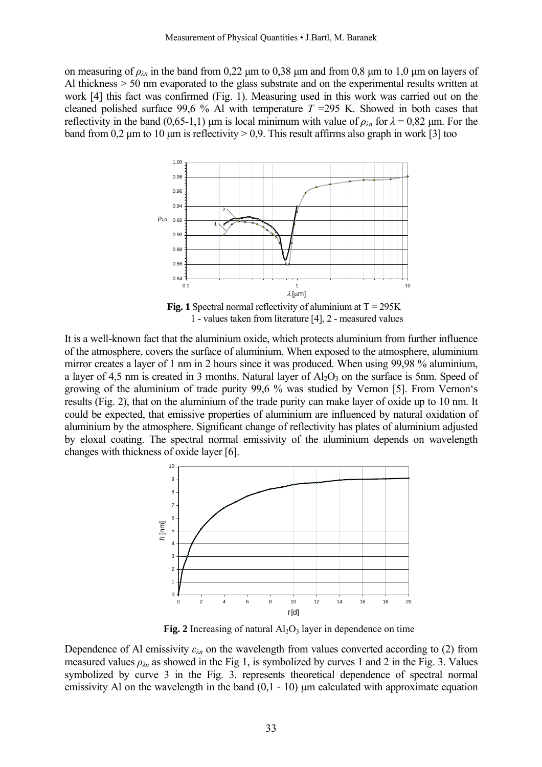on measuring of $\rho_{\lambda n}$ in the band from 0,22 μm to 0,38 μm and from 0,8 μm to 1,0 μm on layers of Al thickness > 50 nm evaporated to the glass substrate and on the experimental results written at work [4] this fact was confirmed (Fig. 1). Measuring used in this work was carried out on the cleaned polished surface 99,6 % Al with temperature $T$ =295 K. Showed in both cases that reflectivity in the band (0,65-1,1) μm is local minimum with value of $\rho_{\lambda n}$ for $\lambda$ = 0,82 μm. For the band from 0,2 μm to 10 μm is reflectivity > 0,9. This result affirms also graph in work [3] too

**Fig. 1** Spectral normal reflectivity of aluminium at T = 295K
1 - values taken from literature [4], 2 - measured values

It is a well-known fact that the aluminium oxide, which protects aluminium from further influence of the atmosphere, covers the surface of aluminium. When exposed to the atmosphere, aluminium mirror creates a layer of 1 nm in 2 hours since it was produced. When using 99,98 % aluminium, a layer of 4,5 nm is created in 3 months. Natural layer of $Al_2O_3$ on the surface is 5nm. Speed of growing of the aluminium of trade purity 99,6 % was studied by Vernon [5]. From Vernon's results (Fig. 2), that on the aluminium of the trade purity can make layer of oxide up to 10 nm. It could be expected, that emissive properties of aluminium are influenced by natural oxidation of aluminium by the atmosphere. Significant change of reflectivity has plates of aluminium adjusted by eloxal coating. The spectral normal emissivity of the aluminium depends on wavelength changes with thickness of oxide layer [6].

**Fig. 2** Increasing of natural $Al_2O_3$ layer in dependence on time

Dependence of Al emissivity $\varepsilon_{\lambda n}$ on the wavelength from values converted according to (2) from measured values $\rho_{\lambda n}$ as showed in the Fig 1, is symbolized by curves 1 and 2 in the Fig. 3. Values symbolized by curve 3 in the Fig. 3. represents theoretical dependence of spectral normal emissivity Al on the wavelength in the band (0,1 - 10) μm calculated with approximate equation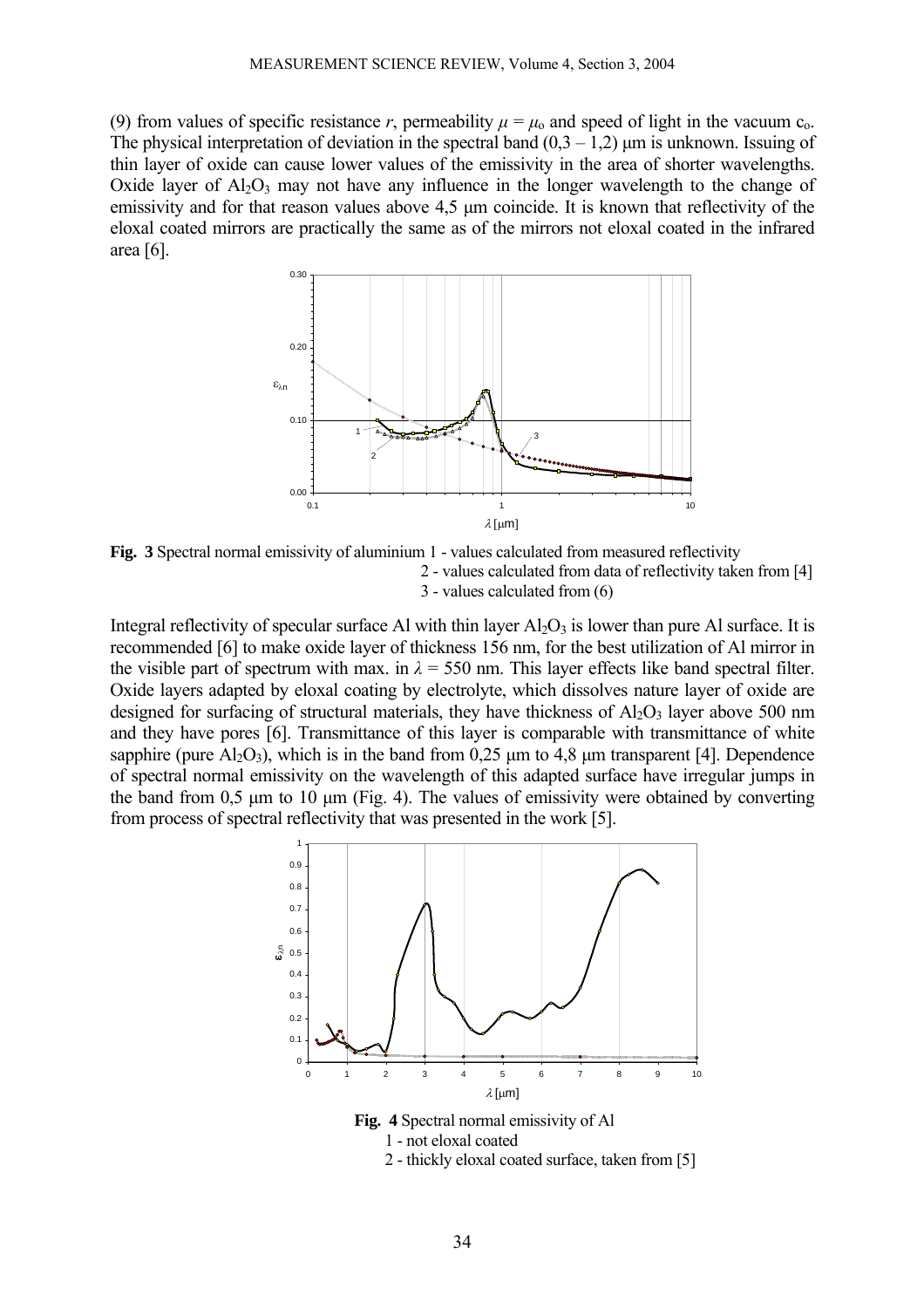(9) from values of specific resistance *r*, permeability $\mu = \mu_o$ and speed of light in the vacuum $c_o$. The physical interpretation of deviation in the spectral band (0,3 – 1,2) μm is unknown. Issuing of thin layer of oxide can cause lower values of the emissivity in the area of shorter wavelengths. Oxide layer of $Al_2O_3$ may not have any influence in the longer wavelength to the change of emissivity and for that reason values above 4,5 μm coincide. It is known that reflectivity of the eloxal coated mirrors are practically the same as of the mirrors not eloxal coated in the infrared area [6].

**Fig. 3** Spectral normal emissivity of aluminium 1 - values calculated from measured reflectivity
2 - values calculated from data of reflectivity taken from [4]
3 - values calculated from (6)

Integral reflectivity of specular surface Al with thin layer $Al_2O_3$ is lower than pure Al surface. It is recommended [6] to make oxide layer of thickness 156 nm, for the best utilization of Al mirror in the visible part of spectrum with max. in $\lambda$ = 550 nm. This layer effects like band spectral filter. Oxide layers adapted by eloxal coating by electrolyte, which dissolves nature layer of oxide are designed for surfacing of structural materials, they have thickness of $Al_2O_3$ layer above 500 nm and they have pores [6]. Transmittance of this layer is comparable with transmittance of white sapphire (pure $Al_2O_3$), which is in the band from 0,25 μm to 4,8 μm transparent [4]. Dependence of spectral normal emissivity on the wavelength of this adapted surface have irregular jumps in the band from 0,5 μm to 10 μm (Fig. 4). The values of emissivity were obtained by converting from process of spectral reflectivity that was presented in the work [5].

**Fig. 4** Spectral normal emissivity of Al
1 - not eloxal coated
2 - thickly eloxal coated surface, taken from [5]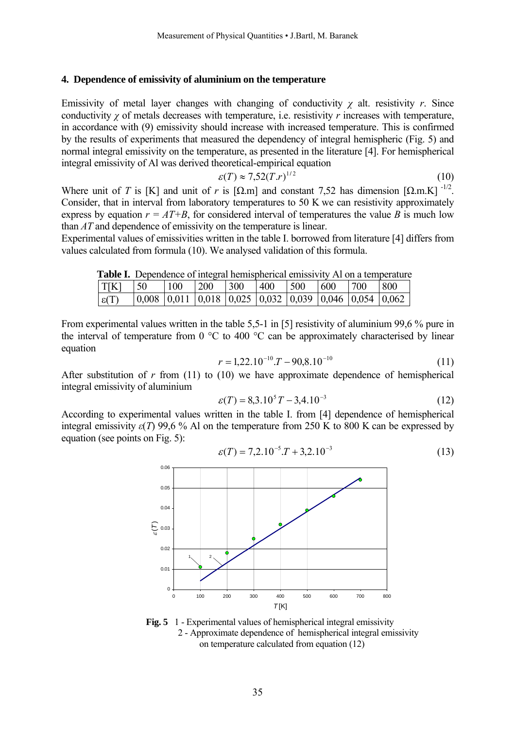## 4. Dependence of emissivity of aluminium on the temperature

Emissivity of metal layer changes with changing of conductivity $\chi$ alt. resistivity $r$. Since conductivity $\chi$ of metals decreases with temperature, i.e. resistivity $r$ increases with temperature, in accordance with (9) emissivity should increase with increased temperature. This is confirmed by the results of experiments that measured the dependency of integral hemispheric (Fig. 5) and normal integral emissivity on the temperature, as presented in the literature [4]. For hemispherical integral emissivity of Al was derived theoretical-empirical equation

$$\varepsilon(T) \approx 7{,}52(T.r)^{1/2} \tag{10}$$

Where unit of $T$ is [K] and unit of $r$ is [Ω.m] and constant 7,52 has dimension [Ω.m.K] $^{-1/2}$. Consider, that in interval from laboratory temperatures to 50 K we can resistivity approximately express by equation $r = AT+B$, for considered interval of temperatures the value $B$ is much low than $AT$ and dependence of emissivity on the temperature is linear.

Experimental values of emissivities written in the table I. borrowed from literature [4] differs from values calculated from formula (10). We analysed validation of this formula.

**Table I.** Dependence of integral hemispherical emissivity Al on a temperature

| T[K] | 50 | 100 | 200 | 300 | 400 | 500 | 600 | 700 | 800 |
|---|---|---|---|---|---|---|---|---|---|
| ε(T) | 0,008 | 0,011 | 0,018 | 0,025 | 0,032 | 0,039 | 0,046 | 0,054 | 0,062 |

From experimental values written in the table 5,5-1 in [5] resistivity of aluminium 99,6 % pure in the interval of temperature from 0 °C to 400 °C can be approximately characterised by linear equation

$$r = 1{,}22.10^{-10}.T - 90{,}8.10^{-10} \tag{11}$$

After substitution of $r$ from (11) to (10) we have approximate dependence of hemispherical integral emissivity of aluminium

$$\varepsilon(T) = 8{,}3.10^{5}\,T - 3{,}4.10^{-3} \tag{12}$$

According to experimental values written in the table I. from [4] dependence of hemispherical integral emissivity $\varepsilon(T)$ 99,6 % Al on the temperature from 250 K to 800 K can be expressed by equation (see points on Fig. 5):

$$\varepsilon(T) = 7{,}2.10^{-5}.T + 3{,}2.10^{-3} \tag{13}$$

**Fig. 5** 1 - Experimental values of hemispherical integral emissivity
2 - Approximate dependence of hemispherical integral emissivity on temperature calculated from equation (12)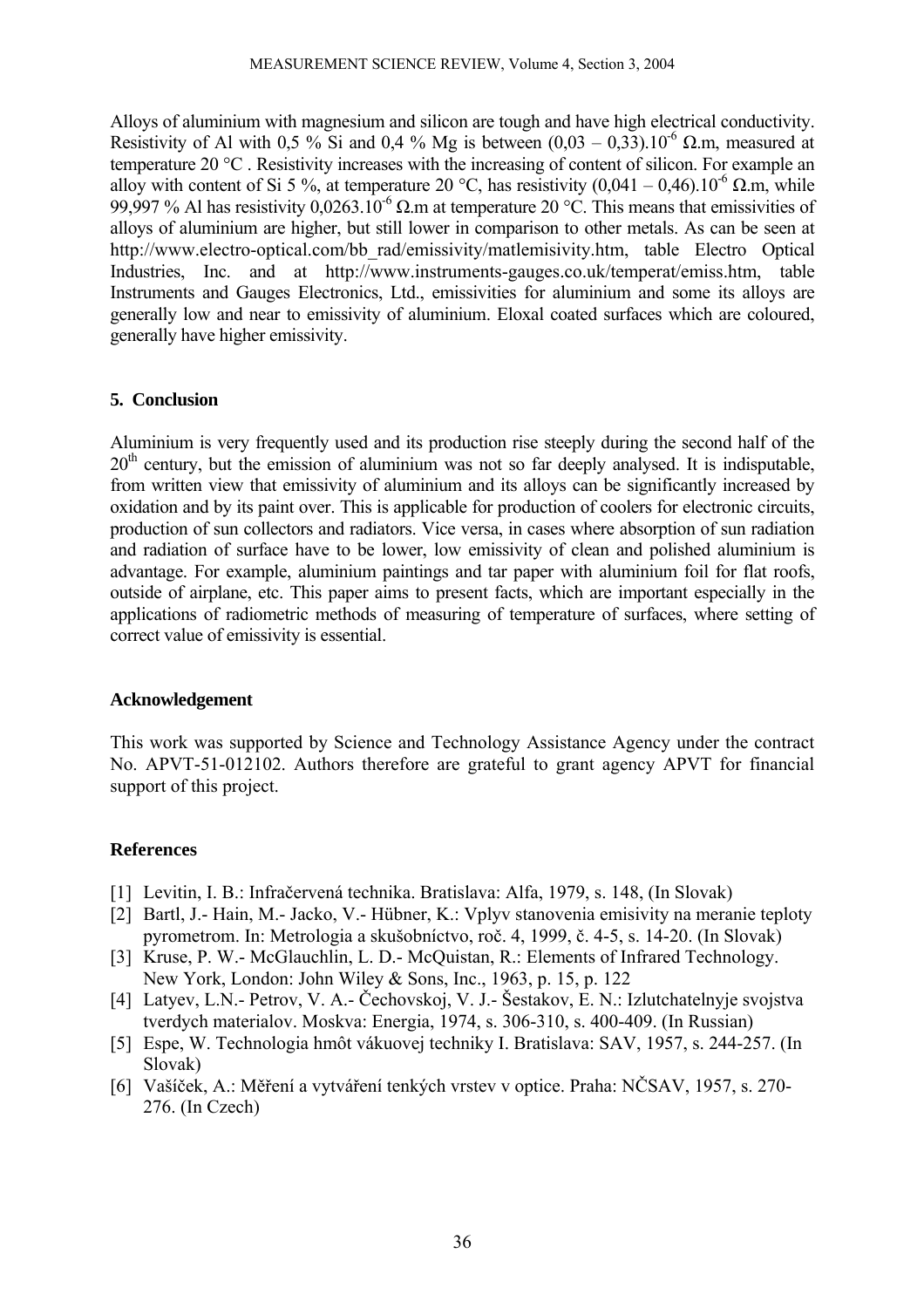Alloys of aluminium with magnesium and silicon are tough and have high electrical conductivity. Resistivity of Al with 0,5 % Si and 0,4 % Mg is between $(0,03 - 0,33).10^{-6}$ Ω.m, measured at temperature 20 °C . Resistivity increases with the increasing of content of silicon. For example an alloy with content of Si 5 %, at temperature 20 °C, has resistivity $(0,041 - 0,46).10^{-6}$ Ω.m, while 99,997 % Al has resistivity $0,0263.10^{-6}$ Ω.m at temperature 20 °C. This means that emissivities of alloys of aluminium are higher, but still lower in comparison to other metals. As can be seen at http://www.electro-optical.com/bb_rad/emissivity/matlemisivity.htm, table Electro Optical Industries, Inc. and at http://www.instruments-gauges.co.uk/temperat/emiss.htm, table Instruments and Gauges Electronics, Ltd., emissivities for aluminium and some its alloys are generally low and near to emissivity of aluminium. Eloxal coated surfaces which are coloured, generally have higher emissivity.

## 5. Conclusion

Aluminium is very frequently used and its production rise steeply during the second half of the $20^{th}$ century, but the emission of aluminium was not so far deeply analysed. It is indisputable, from written view that emissivity of aluminium and its alloys can be significantly increased by oxidation and by its paint over. This is applicable for production of coolers for electronic circuits, production of sun collectors and radiators. Vice versa, in cases where absorption of sun radiation and radiation of surface have to be lower, low emissivity of clean and polished aluminium is advantage. For example, aluminium paintings and tar paper with aluminium foil for flat roofs, outside of airplane, etc. This paper aims to present facts, which are important especially in the applications of radiometric methods of measuring of temperature of surfaces, where setting of correct value of emissivity is essential.

## Acknowledgement

This work was supported by Science and Technology Assistance Agency under the contract No. APVT-51-012102. Authors therefore are grateful to grant agency APVT for financial support of this project.

## References

[1] Levitin, I. B.: Infračervená technika. Bratislava: Alfa, 1979, s. 148, (In Slovak)

[2] Bartl, J.- Hain, M.- Jacko, V.- Hübner, K.: Vplyv stanovenia emisivity na meranie teploty pyrometrom. In: Metrologia a skušobníctvo, roč. 4, 1999, č. 4-5, s. 14-20. (In Slovak)

[3] Kruse, P. W.- McGlauchlin, L. D.- McQuistan, R.: Elements of Infrared Technology. New York, London: John Wiley & Sons, Inc., 1963, p. 15, p. 122

[4] Latyev, L.N.- Petrov, V. A.- Čechovskoj, V. J.- Šestakov, E. N.: Izlutchatelnyje svojstva tverdych materialov. Moskva: Energia, 1974, s. 306-310, s. 400-409. (In Russian)

[5] Espe, W. Technologia hmôt vákuovej techniky I. Bratislava: SAV, 1957, s. 244-257. (In Slovak)

[6] Vašíček, A.: Měření a vytváření tenkých vrstev v optice. Praha: NČSAV, 1957, s. 270-276. (In Czech)